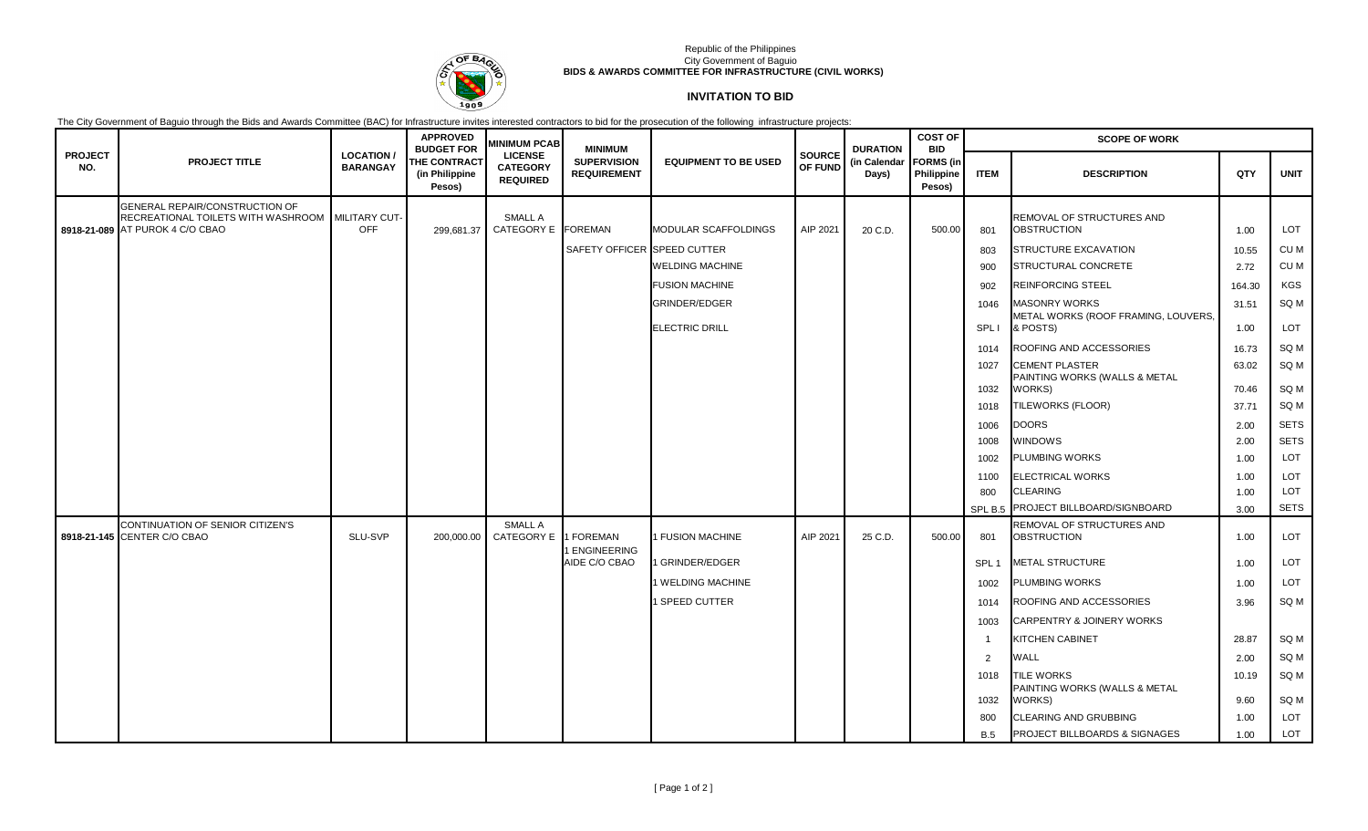Republic of the Philippines
City Government of Baguio
**BIDS & AWARDS COMMITTEE FOR INFRASTRUCTURE (CIVIL WORKS)**

## INVITATION TO BID

The City Government of Baguio through the Bids and Awards Committee (BAC) for Infrastructure invites interested contractors to bid for the prosecution of the following infrastructure projects:

| PROJECT NO. | PROJECT TITLE | LOCATION / BARANGAY | APPROVED BUDGET FOR THE CONTRACT (in Philippine Pesos) | MINIMUM PCAB LICENSE CATEGORY REQUIRED | MINIMUM SUPERVISION REQUIREMENT | EQUIPMENT TO BE USED | SOURCE OF FUND | DURATION (in Calendar Days) | COST OF BID FORMS (in Philippine Pesos) | SCOPE OF WORK | | | |
|---|---|---|---|---|---|---|---|---|---|---|---|---|---|
| | | | | | | | | | | ITEM | DESCRIPTION | QTY | UNIT |
| 8918-21-089 | GENERAL REPAIR/CONSTRUCTION OF RECREATIONAL TOILETS WITH WASHROOM AT PUROK 4 C/O CBAO | MILITARY CUT-OFF | 299,681.37 | SMALL A CATEGORY E | FOREMAN | MODULAR SCAFFOLDINGS | AIP 2021 | 20 C.D. | 500.00 | 801 | REMOVAL OF STRUCTURES AND OBSTRUCTION | 1.00 | LOT |
| | | | | | SAFETY OFFICER | SPEED CUTTER | | | | 803 | STRUCTURE EXCAVATION | 10.55 | CU M |
| | | | | | | WELDING MACHINE | | | | 900 | STRUCTURAL CONCRETE | 2.72 | CU M |
| | | | | | | FUSION MACHINE | | | | 902 | REINFORCING STEEL | 164.30 | KGS |
| | | | | | | GRINDER/EDGER | | | | 1046 | MASONRY WORKS | 31.51 | SQ M |
| | | | | | | ELECTRIC DRILL | | | | SPL I | METAL WORKS (ROOF FRAMING, LOUVERS, & POSTS) | 1.00 | LOT |
| | | | | | | | | | | 1014 | ROOFING AND ACCESSORIES | 16.73 | SQ M |
| | | | | | | | | | | 1027 | CEMENT PLASTER | 63.02 | SQ M |
| | | | | | | | | | | 1032 | PAINTING WORKS (WALLS & METAL WORKS) | 70.46 | SQ M |
| | | | | | | | | | | 1018 | TILEWORKS (FLOOR) | 37.71 | SQ M |
| | | | | | | | | | | 1006 | DOORS | 2.00 | SETS |
| | | | | | | | | | | 1008 | WINDOWS | 2.00 | SETS |
| | | | | | | | | | | 1002 | PLUMBING WORKS | 1.00 | LOT |
| | | | | | | | | | | 1100 | ELECTRICAL WORKS | 1.00 | LOT |
| | | | | | | | | | | 800 | CLEARING | 1.00 | LOT |
| | | | | | | | | | | SPL B.5 | PROJECT BILLBOARD/SIGNBOARD | 3.00 | SETS |
| 8918-21-145 | CONTINUATION OF SENIOR CITIZEN'S CENTER C/O CBAO | SLU-SVP | 200,000.00 | SMALL A CATEGORY E | 1 FOREMAN | 1 FUSION MACHINE | AIP 2021 | 25 C.D. | 500.00 | 801 | REMOVAL OF STRUCTURES AND OBSTRUCTION | 1.00 | LOT |
| | | | | | 1 ENGINEERING AIDE C/O CBAO | 1 GRINDER/EDGER | | | | SPL 1 | METAL STRUCTURE | 1.00 | LOT |
| | | | | | | 1 WELDING MACHINE | | | | 1002 | PLUMBING WORKS | 1.00 | LOT |
| | | | | | | 1 SPEED CUTTER | | | | 1014 | ROOFING AND ACCESSORIES | 3.96 | SQ M |
| | | | | | | | | | | 1003 | CARPENTRY & JOINERY WORKS | | |
| | | | | | | | | | | 1 | KITCHEN CABINET | 28.87 | SQ M |
| | | | | | | | | | | 2 | WALL | 2.00 | SQ M |
| | | | | | | | | | | 1018 | TILE WORKS | 10.19 | SQ M |
| | | | | | | | | | | 1032 | PAINTING WORKS (WALLS & METAL WORKS) | 9.60 | SQ M |
| | | | | | | | | | | 800 | CLEARING AND GRUBBING | 1.00 | LOT |
| | | | | | | | | | | B.5 | PROJECT BILLBOARDS & SIGNAGES | 1.00 | LOT |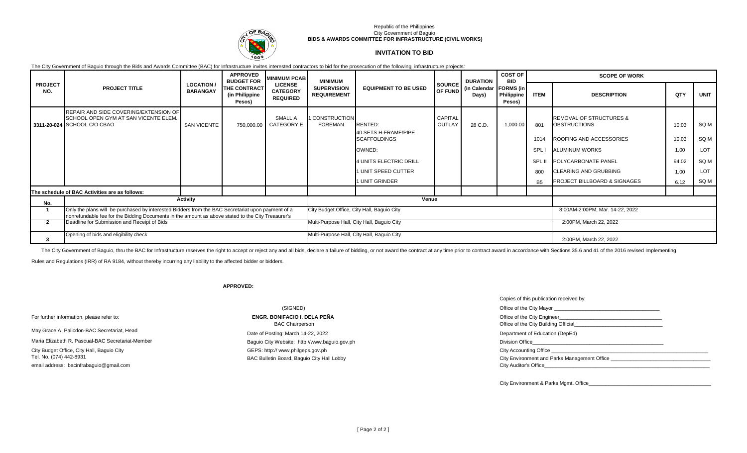Republic of the Philippines
City Government of Baguio
**BIDS & AWARDS COMMITTEE FOR INFRASTRUCTURE (CIVIL WORKS)**

## INVITATION TO BID

The City Government of Baguio through the Bids and Awards Committee (BAC) for Infrastructure invites interested contractors to bid for the prosecution of the following infrastructure projects:

| PROJECT NO. | PROJECT TITLE | LOCATION / BARANGAY | APPROVED BUDGET FOR THE CONTRACT (in Philippine Pesos) | MINIMUM PCAB LICENSE CATEGORY REQUIRED | MINIMUM SUPERVISION REQUIREMENT | EQUIPMENT TO BE USED | SOURCE OF FUND | DURATION (in Calendar Days) | COST OF BID FORMS (in Philippine Pesos) | SCOPE OF WORK | | | |
|---|---|---|---|---|---|---|---|---|---|---|---|---|---|
| | | | | | | | | | | ITEM | DESCRIPTION | QTY | UNIT |
| 3311-20-024 | REPAIR AND SIDE COVERING/EXTENSION OF SCHOOL OPEN GYM AT SAN VICENTE ELEM. SCHOOL C/O CBAO | SAN VICENTE | 750,000.00 | SMALL A CATEGORY E | 1 CONSTRUCTION FOREMAN | RENTED: | CAPITAL OUTLAY | 28 C.D. | 1,000.00 | 801 | REMOVAL OF STRUCTURES & OBSTRUCTIONS | 10.03 | SQ M |
| | | | | | | 40 SETS H-FRAME/PIPE SCAFFOLDINGS | | | | 1014 | ROOFING AND ACCESSORIES | 10.03 | SQ M |
| | | | | | | OWNED: | | | | SPL I | ALUMINUM WORKS | 1.00 | LOT |
| | | | | | | 4 UNITS ELECTRIC DRILL | | | | SPL II | POLYCARBONATE PANEL | 94.02 | SQ M |
| | | | | | | 1 UNIT SPEED CUTTER | | | | 800 | CLEARING AND GRUBBING | 1.00 | LOT |
| | | | | | | 1 UNIT GRINDER | | | | B5 | PROJECT BILLBOARD & SIGNAGES | 6.12 | SQ M |

**The schedule of BAC Activities are as follows:**

| No. | Activity | Venue | |
|---|---|---|---|
| 1 | Only the plans will be purchased by interested Bidders from the BAC Secretariat upon payment of a nonrefundable fee for the Bidding Documents in the amount as above stated to the City Treasurer's | City Budget Office, City Hall, Baguio City | 8:00AM-2:00PM, Mar. 14-22, 2022 |
| 2 | Deadline for Submission and Receipt of Bids | Multi-Purpose Hall, City Hall, Baguio City | 2:00PM, March 22, 2022 |
| 3 | Opening of bids and eligibility check | Multi-Purpose Hall, City Hall, Baguio City | 2:00PM, March 22, 2022 |

The City Government of Baguio, thru the BAC for Infrastructure reserves the right to accept or reject any and all bids, declare a failure of bidding, or not award the contract at any time prior to contract award in accordance with Sections 35.6 and 41 of the 2016 revised Implementing Rules and Regulations (IRR) of RA 9184, without thereby incurring any liability to the affected bidder or bidders.

**APPROVED:**

(SIGNED)
**ENGR. BONIFACIO I. DELA PEÑA**
BAC Chairperson

Date of Posting: March 14-22, 2022
Baguio City Website: http://www.baguio.gov.ph
GEPS: http:// www.philgeps.gov.ph
BAC Bulletin Board, Baguio City Hall Lobby

For further information, please refer to:

May Grace A. Palicdon-BAC Secretariat, Head
Maria Elizabeth R. Pascual-BAC Secretariat-Member
City Budget Office, City Hall, Baguio City
Tel. No. (074) 442-8931
email address: bacinfrabaguio@gmail.com

Copies of this publication received by:

Office of the City Mayor ____________________
Office of the City Engineer____________________
Office of the City Building Official____________________
Department of Education (DepEd)
Division Office____________________
City Accounting Office ____________________
City Environment and Parks Management Office ____________________
City Auditor's Office____________________

City Environment & Parks Mgmt. Office____________________